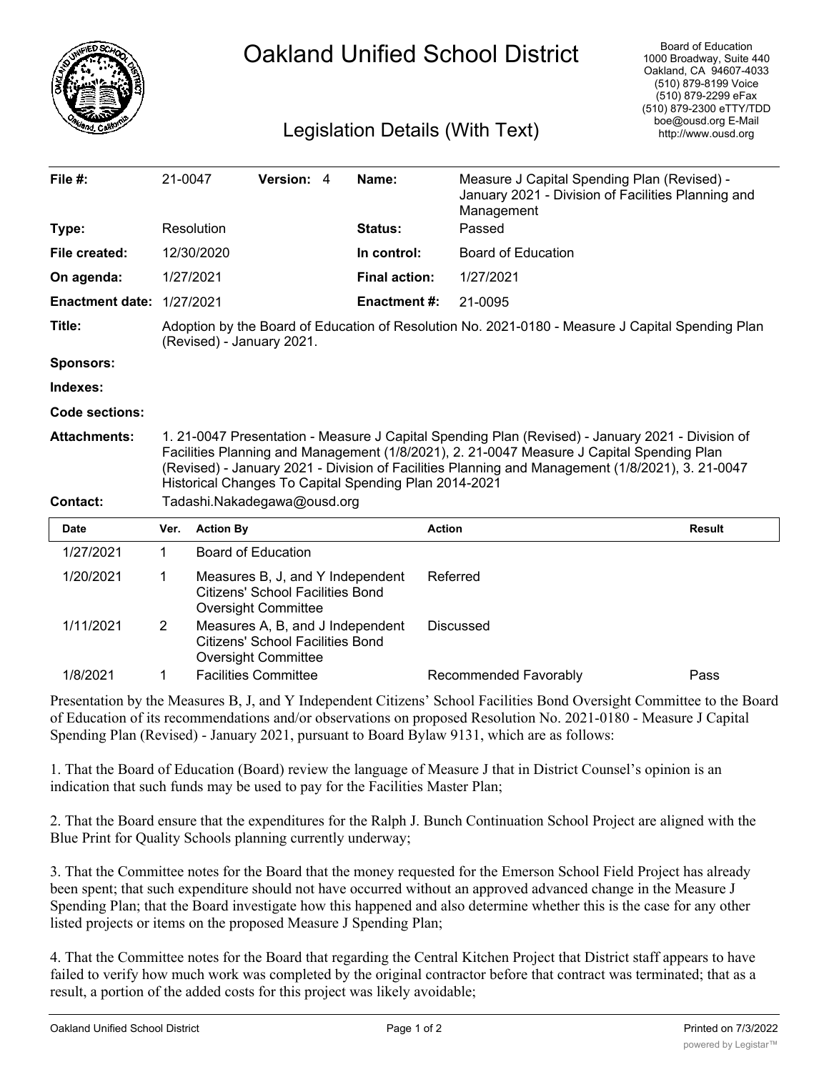# Oakland Unified School District

## Legislation Details (With Text)

Board of Education
1000 Broadway, Suite 440
Oakland, CA 94607-4033
(510) 879-8199 Voice
(510) 879-2299 eFax
(510) 879-2300 eTTY/TDD
boe@ousd.org E-Mail
http://www.ousd.org

| | | | |
|---|---|---|---|
| **File #:** | 21-0047 **Version:** 4 | **Name:** | Measure J Capital Spending Plan (Revised) - January 2021 - Division of Facilities Planning and Management |
| **Type:** | Resolution | **Status:** | Passed |
| **File created:** | 12/30/2020 | **In control:** | Board of Education |
| **On agenda:** | 1/27/2021 | **Final action:** | 1/27/2021 |
| **Enactment date:** | 1/27/2021 | **Enactment #:** | 21-0095 |

**Title:** Adoption by the Board of Education of Resolution No. 2021-0180 - Measure J Capital Spending Plan (Revised) - January 2021.

**Sponsors:**

**Indexes:**

**Code sections:**

**Attachments:** 1. 21-0047 Presentation - Measure J Capital Spending Plan (Revised) - January 2021 - Division of Facilities Planning and Management (1/8/2021), 2. 21-0047 Measure J Capital Spending Plan (Revised) - January 2021 - Division of Facilities Planning and Management (1/8/2021), 3. 21-0047 Historical Changes To Capital Spending Plan 2014-2021

**Contact:** Tadashi.Nakadegawa@ousd.org

| Date | Ver. | Action By | Action | Result |
|---|---|---|---|---|
| 1/27/2021 | 1 | Board of Education | | |
| 1/20/2021 | 1 | Measures B, J, and Y Independent Citizens' School Facilities Bond Oversight Committee | Referred | |
| 1/11/2021 | 2 | Measures A, B, and J Independent Citizens' School Facilities Bond Oversight Committee | Discussed | |
| 1/8/2021 | 1 | Facilities Committee | Recommended Favorably | Pass |

Presentation by the Measures B, J, and Y Independent Citizens' School Facilities Bond Oversight Committee to the Board of Education of its recommendations and/or observations on proposed Resolution No. 2021-0180 - Measure J Capital Spending Plan (Revised) - January 2021, pursuant to Board Bylaw 9131, which are as follows:

1. That the Board of Education (Board) review the language of Measure J that in District Counsel's opinion is an indication that such funds may be used to pay for the Facilities Master Plan;

2. That the Board ensure that the expenditures for the Ralph J. Bunch Continuation School Project are aligned with the Blue Print for Quality Schools planning currently underway;

3. That the Committee notes for the Board that the money requested for the Emerson School Field Project has already been spent; that such expenditure should not have occurred without an approved advanced change in the Measure J Spending Plan; that the Board investigate how this happened and also determine whether this is the case for any other listed projects or items on the proposed Measure J Spending Plan;

4. That the Committee notes for the Board that regarding the Central Kitchen Project that District staff appears to have failed to verify how much work was completed by the original contractor before that contract was terminated; that as a result, a portion of the added costs for this project was likely avoidable;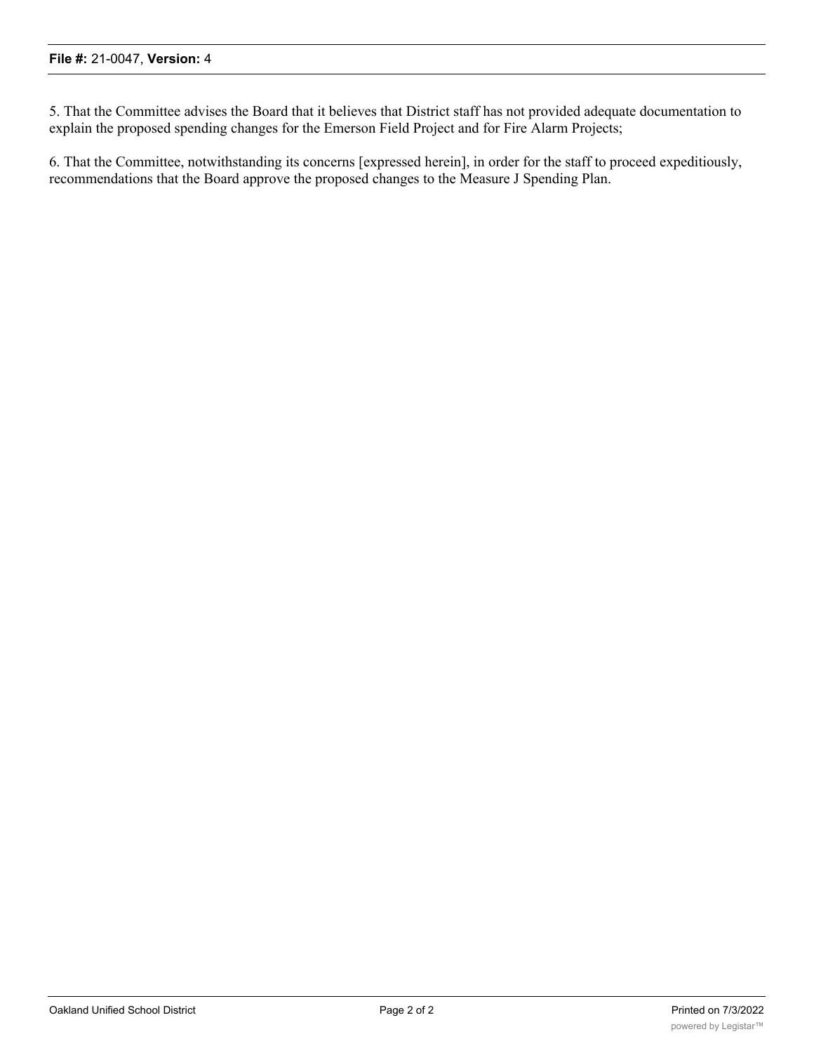5. That the Committee advises the Board that it believes that District staff has not provided adequate documentation to explain the proposed spending changes for the Emerson Field Project and for Fire Alarm Projects;

6. That the Committee, notwithstanding its concerns [expressed herein], in order for the staff to proceed expeditiously, recommendations that the Board approve the proposed changes to the Measure J Spending Plan.